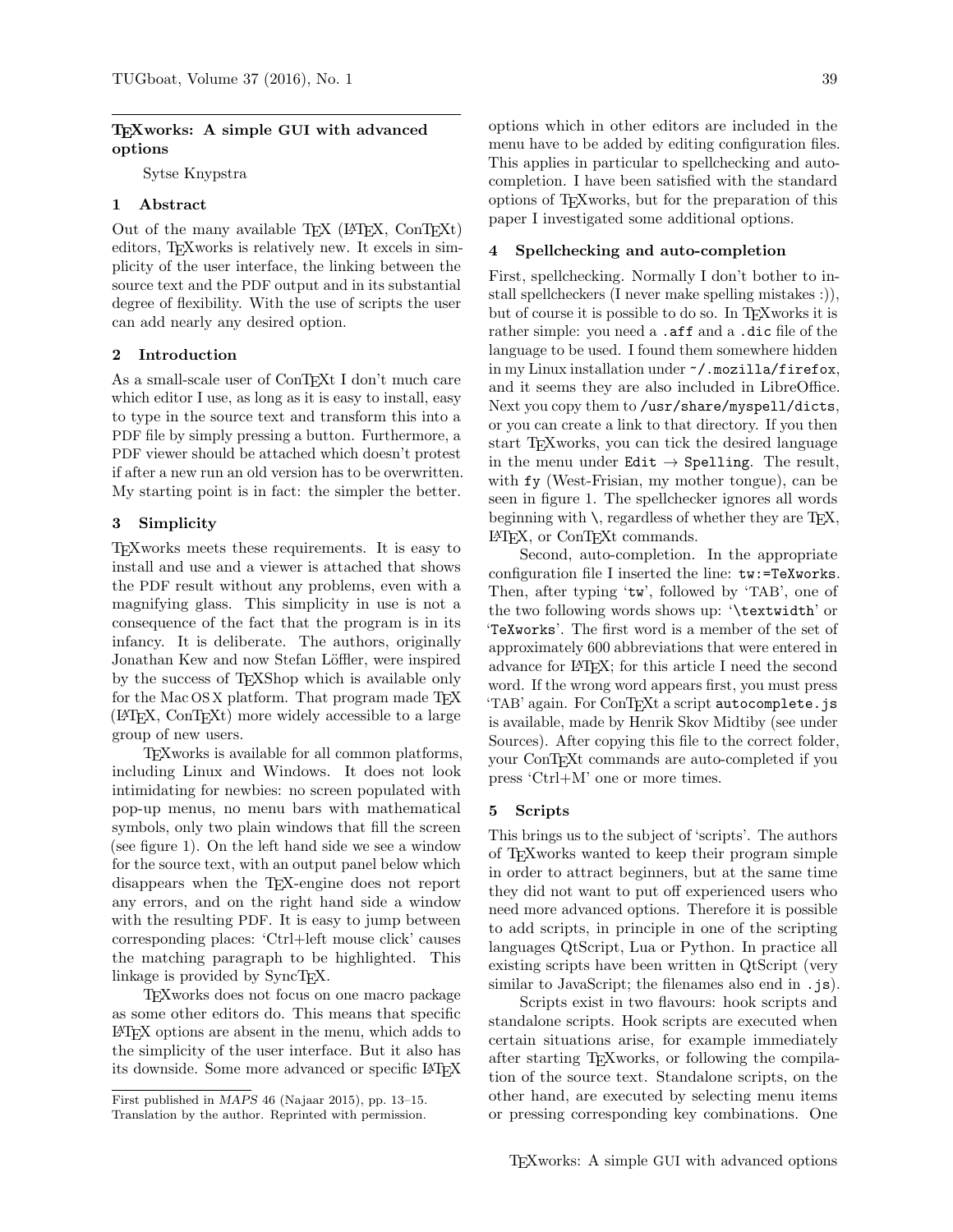## TeXworks: A simple GUI with advanced options

Sytse Knypstra

### 1 Abstract

Out of the many available TeX (LaTeX, ConTeXt) editors, TeXworks is relatively new. It excels in simplicity of the user interface, the linking between the source text and the PDF output and in its substantial degree of flexibility. With the use of scripts the user can add nearly any desired option.

### 2 Introduction

As a small-scale user of ConTeXt I don't much care which editor I use, as long as it is easy to install, easy to type in the source text and transform this into a PDF file by simply pressing a button. Furthermore, a PDF viewer should be attached which doesn't protest if after a new run an old version has to be overwritten. My starting point is in fact: the simpler the better.

### 3 Simplicity

TeXworks meets these requirements. It is easy to install and use and a viewer is attached that shows the PDF result without any problems, even with a magnifying glass. This simplicity in use is not a consequence of the fact that the program is in its infancy. It is deliberate. The authors, originally Jonathan Kew and now Stefan Löffler, were inspired by the success of TeXShop which is available only for the Mac OS X platform. That program made TeX (LaTeX, ConTeXt) more widely accessible to a large group of new users.

TeXworks is available for all common platforms, including Linux and Windows. It does not look intimidating for newbies: no screen populated with pop-up menus, no menu bars with mathematical symbols, only two plain windows that fill the screen (see figure 1). On the left hand side we see a window for the source text, with an output panel below which disappears when the TeX-engine does not report any errors, and on the right hand side a window with the resulting PDF. It is easy to jump between corresponding places: 'Ctrl+left mouse click' causes the matching paragraph to be highlighted. This linkage is provided by SyncTeX.

TeXworks does not focus on one macro package as some other editors do. This means that specific LaTeX options are absent in the menu, which adds to the simplicity of the user interface. But it also has its downside. Some more advanced or specific LaTeX options which in other editors are included in the menu have to be added by editing configuration files. This applies in particular to spellchecking and auto-completion. I have been satisfied with the standard options of TeXworks, but for the preparation of this paper I investigated some additional options.

### 4 Spellchecking and auto-completion

First, spellchecking. Normally I don't bother to install spellcheckers (I never make spelling mistakes :)), but of course it is possible to do so. In TeXworks it is rather simple: you need a `.aff` and a `.dic` file of the language to be used. I found them somewhere hidden in my Linux installation under `~/.mozilla/firefox`, and it seems they are also included in LibreOffice. Next you copy them to `/usr/share/myspell/dicts`, or you can create a link to that directory. If you then start TeXworks, you can tick the desired language in the menu under `Edit` → `Spelling`. The result, with `fy` (West-Frisian, my mother tongue), can be seen in figure 1. The spellchecker ignores all words beginning with \, regardless of whether they are TeX, LaTeX, or ConTeXt commands.

Second, auto-completion. In the appropriate configuration file I inserted the line: `tw:=TeXworks`. Then, after typing '`tw`', followed by 'TAB', one of the two following words shows up: '`\textwidth`' or '`TeXworks`'. The first word is a member of the set of approximately 600 abbreviations that were entered in advance for LaTeX; for this article I need the second word. If the wrong word appears first, you must press 'TAB' again. For ConTeXt a script `autocomplete.js` is available, made by Henrik Skov Midtiby (see under Sources). After copying this file to the correct folder, your ConTeXt commands are auto-completed if you press 'Ctrl+M' one or more times.

### 5 Scripts

This brings us to the subject of 'scripts'. The authors of TeXworks wanted to keep their program simple in order to attract beginners, but at the same time they did not want to put off experienced users who need more advanced options. Therefore it is possible to add scripts, in principle in one of the scripting languages QtScript, Lua or Python. In practice all existing scripts have been written in QtScript (very similar to JavaScript; the filenames also end in `.js`).

Scripts exist in two flavours: hook scripts and standalone scripts. Hook scripts are executed when certain situations arise, for example immediately after starting TeXworks, or following the compilation of the source text. Standalone scripts, on the other hand, are executed by selecting menu items or pressing corresponding key combinations. One

---

First published in *MAPS* 46 (Najaar 2015), pp. 13–15. Translation by the author. Reprinted with permission.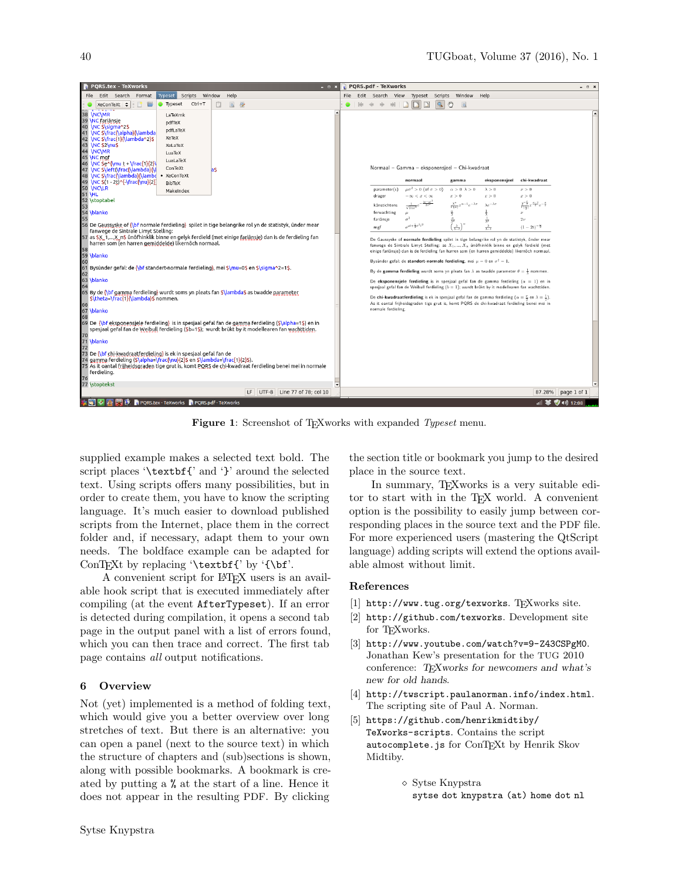Figure 1: Screenshot of TEXworks with expanded *Typeset* menu.

supplied example makes a selected text bold. The script places '`\textbf{`' and '`}`' around the selected text. Using scripts offers many possibilities, but in order to create them, you have to know the scripting language. It's much easier to download published scripts from the Internet, place them in the correct folder and, if necessary, adapt them to your own needs. The boldface example can be adapted for ConTEXt by replacing '`\textbf{`' by '`{\bf`'.

A convenient script for LATEX users is an available hook script that is executed immediately after compiling (at the event `AfterTypeset`). If an error is detected during compilation, it opens a second tab page in the output panel with a list of errors found, which you can then trace and correct. The first tab page contains *all* output notifications.

## 6 Overview

Not (yet) implemented is a method of folding text, which would give you a better overview over long stretches of text. But there is an alternative: you can open a panel (next to the source text) in which the structure of chapters and (sub)sections is shown, along with possible bookmarks. A bookmark is created by putting a `%` at the start of a line. Hence it does not appear in the resulting PDF. By clicking the section title or bookmark you jump to the desired place in the source text.

In summary, TEXworks is a very suitable editor to start with in the TEX world. A convenient option is the possibility to easily jump between corresponding places in the source text and the PDF file. For more experienced users (mastering the QtScript language) adding scripts will extend the options available almost without limit.

## References

[1] `http://www.tug.org/texworks`. TEXworks site.

[2] `http://github.com/texworks`. Development site for TEXworks.

[3] `http://www.youtube.com/watch?v=9-Z43CSPgM0`. Jonathan Kew's presentation for the TUG 2010 conference: *TEXworks for newcomers and what's new for old hands*.

[4] `http://twscript.paulanorman.info/index.html`. The scripting site of Paul A. Norman.

[5] `https://github.com/henrikmidtiby/TeXworks-scripts`. Contains the script `autocomplete.js` for ConTEXt by Henrik Skov Midtiby.

◇ Sytse Knypstra
`sytse dot knypstra (at) home dot nl`